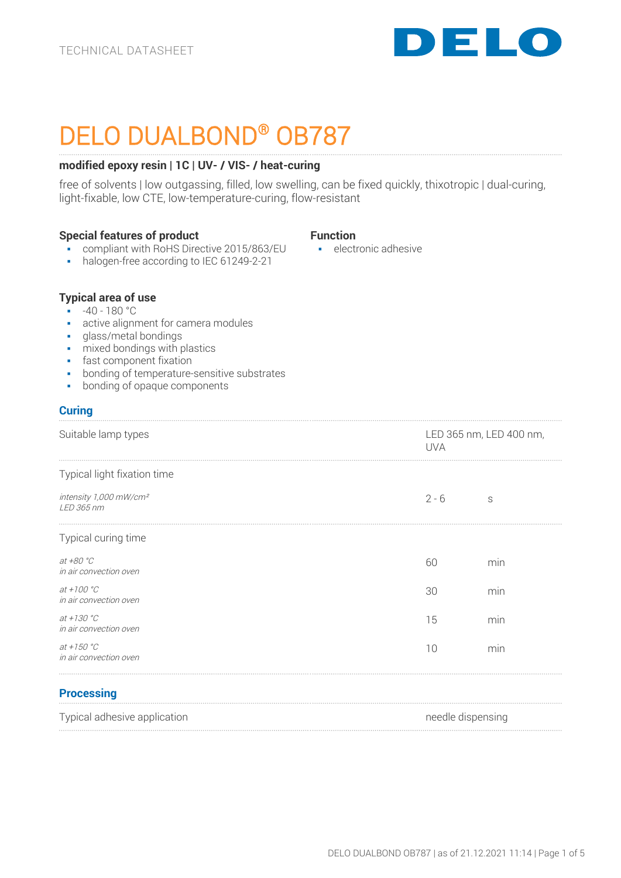TECHNICAL DATASHEET

DELO

# DELO DUALBOND® OB787

**modified epoxy resin | 1C | UV- / VIS- / heat-curing**

free of solvents | low outgassing, filled, low swelling, can be fixed quickly, thixotropic | dual-curing, light-fixable, low CTE, low-temperature-curing, flow-resistant

### Special features of product

- compliant with RoHS Directive 2015/863/EU
- halogen-free according to IEC 61249-2-21

### Function

- electronic adhesive

### Typical area of use

- -40 - 180 °C
- active alignment for camera modules
- glass/metal bondings
- mixed bondings with plastics
- fast component fixation
- bonding of temperature-sensitive substrates
- bonding of opaque components

## Curing

| | | |
|---|---|---|
| Suitable lamp types | LED 365 nm, LED 400 nm, UVA | |
| Typical light fixation time | | |
| *intensity 1,000 mW/cm²*<br>*LED 365 nm* | 2 - 6 | s |
| Typical curing time | | |
| *at +80 °C*<br>*in air convection oven* | 60 | min |
| *at +100 °C*<br>*in air convection oven* | 30 | min |
| *at +130 °C*<br>*in air convection oven* | 15 | min |
| *at +150 °C*<br>*in air convection oven* | 10 | min |

## Processing

| | |
|---|---|
| Typical adhesive application | needle dispensing |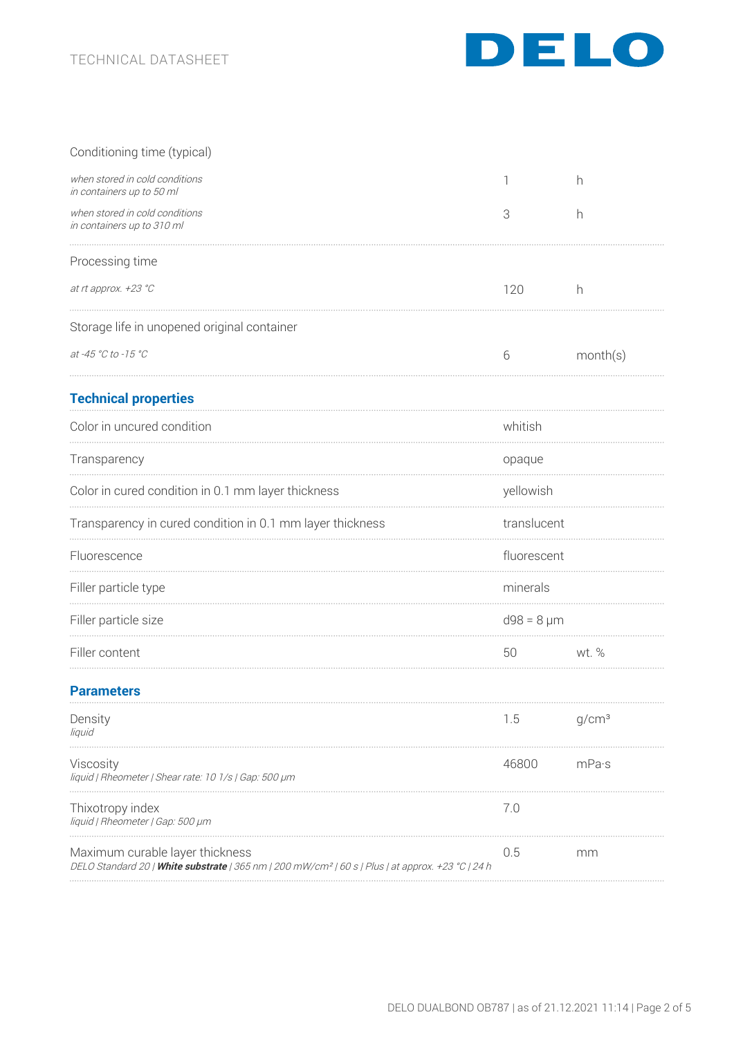| Conditioning time (typical) | | |
|---|---|---|
| *when stored in cold conditions in containers up to 50 ml* | 1 | h |
| *when stored in cold conditions in containers up to 310 ml* | 3 | h |

| Processing time | | |
|---|---|---|
| *at rt approx. +23 °C* | 120 | h |

| Storage life in unopened original container | | |
|---|---|---|
| *at -45 °C to -15 °C* | 6 | month(s) |

## Technical properties

| | | |
|---|---|---|
| Color in uncured condition | whitish | |
| Transparency | opaque | |
| Color in cured condition in 0.1 mm layer thickness | yellowish | |
| Transparency in cured condition in 0.1 mm layer thickness | translucent | |
| Fluorescence | fluorescent | |
| Filler particle type | minerals | |
| Filler particle size | d98 = 8 µm | |
| Filler content | 50 | wt. % |

## Parameters

| | | |
|---|---|---|
| Density<br>*liquid* | 1.5 | g/cm³ |
| Viscosity<br>*liquid \| Rheometer \| Shear rate: 10 1/s \| Gap: 500 µm* | 46800 | mPa·s |
| Thixotropy index<br>*liquid \| Rheometer \| Gap: 500 µm* | 7.0 | |
| Maximum curable layer thickness<br>*DELO Standard 20 \| **White substrate** \| 365 nm \| 200 mW/cm² \| 60 s \| Plus \| at approx. +23 °C \| 24 h* | 0.5 | mm |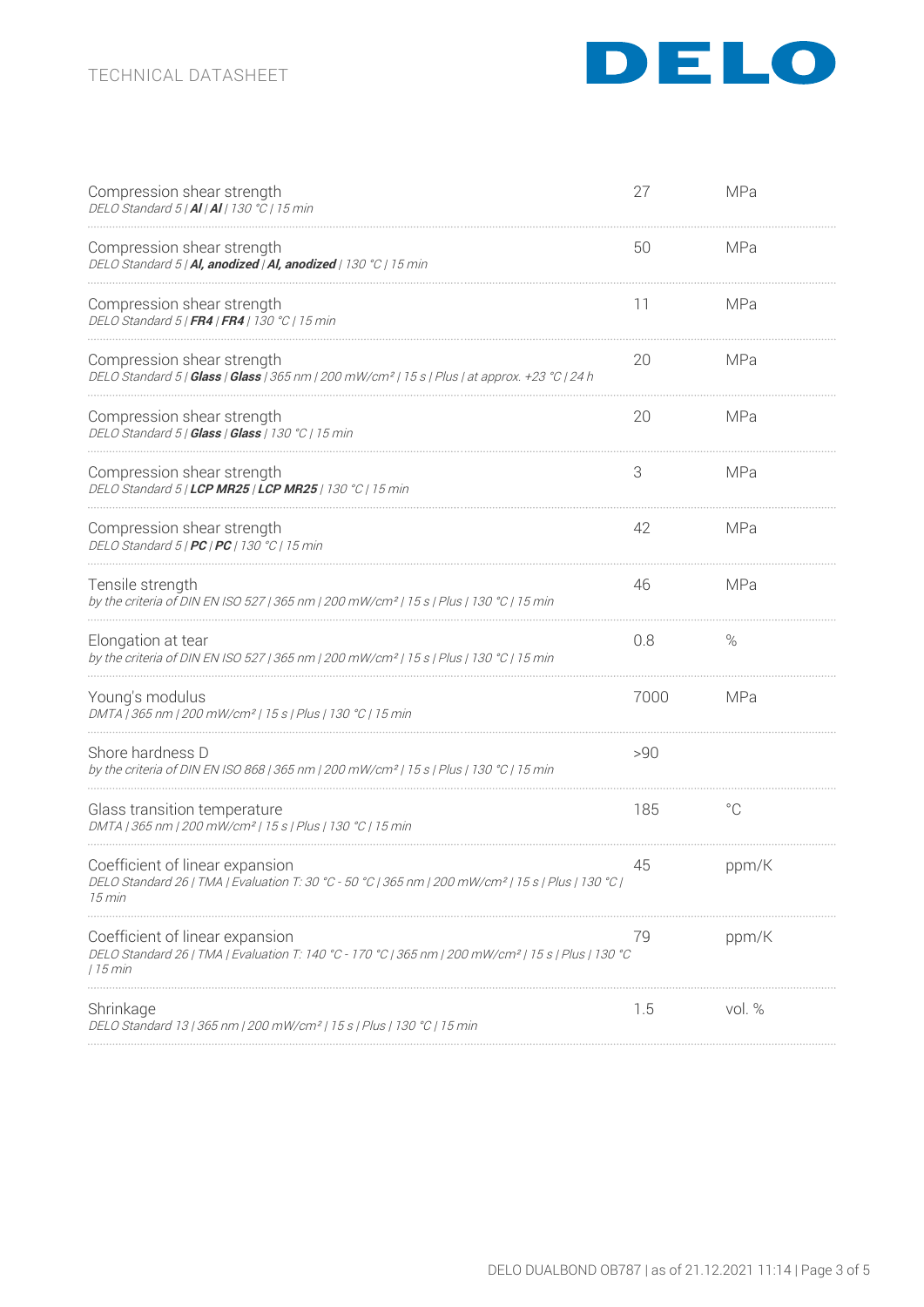| Property | Value | Unit |
|---|---|---|
| Compression shear strength<br>*DELO Standard 5 \| **Al** \| **Al** \| 130 °C \| 15 min* | 27 | MPa |
| Compression shear strength<br>*DELO Standard 5 \| **Al, anodized** \| **Al, anodized** \| 130 °C \| 15 min* | 50 | MPa |
| Compression shear strength<br>*DELO Standard 5 \| **FR4** \| **FR4** \| 130 °C \| 15 min* | 11 | MPa |
| Compression shear strength<br>*DELO Standard 5 \| **Glass** \| **Glass** \| 365 nm \| 200 mW/cm² \| 15 s \| Plus \| at approx. +23 °C \| 24 h* | 20 | MPa |
| Compression shear strength<br>*DELO Standard 5 \| **Glass** \| **Glass** \| 130 °C \| 15 min* | 20 | MPa |
| Compression shear strength<br>*DELO Standard 5 \| **LCP MR25** \| **LCP MR25** \| 130 °C \| 15 min* | 3 | MPa |
| Compression shear strength<br>*DELO Standard 5 \| **PC** \| **PC** \| 130 °C \| 15 min* | 42 | MPa |
| Tensile strength<br>*by the criteria of DIN EN ISO 527 \| 365 nm \| 200 mW/cm² \| 15 s \| Plus \| 130 °C \| 15 min* | 46 | MPa |
| Elongation at tear<br>*by the criteria of DIN EN ISO 527 \| 365 nm \| 200 mW/cm² \| 15 s \| Plus \| 130 °C \| 15 min* | 0.8 | % |
| Young's modulus<br>*DMTA \| 365 nm \| 200 mW/cm² \| 15 s \| Plus \| 130 °C \| 15 min* | 7000 | MPa |
| Shore hardness D<br>*by the criteria of DIN EN ISO 868 \| 365 nm \| 200 mW/cm² \| 15 s \| Plus \| 130 °C \| 15 min* | >90 | |
| Glass transition temperature<br>*DMTA \| 365 nm \| 200 mW/cm² \| 15 s \| Plus \| 130 °C \| 15 min* | 185 | °C |
| Coefficient of linear expansion<br>*DELO Standard 26 \| TMA \| Evaluation T: 30 °C - 50 °C \| 365 nm \| 200 mW/cm² \| 15 s \| Plus \| 130 °C \| 15 min* | 45 | ppm/K |
| Coefficient of linear expansion<br>*DELO Standard 26 \| TMA \| Evaluation T: 140 °C - 170 °C \| 365 nm \| 200 mW/cm² \| 15 s \| Plus \| 130 °C \| 15 min* | 79 | ppm/K |
| Shrinkage<br>*DELO Standard 13 \| 365 nm \| 200 mW/cm² \| 15 s \| Plus \| 130 °C \| 15 min* | 1.5 | vol. % |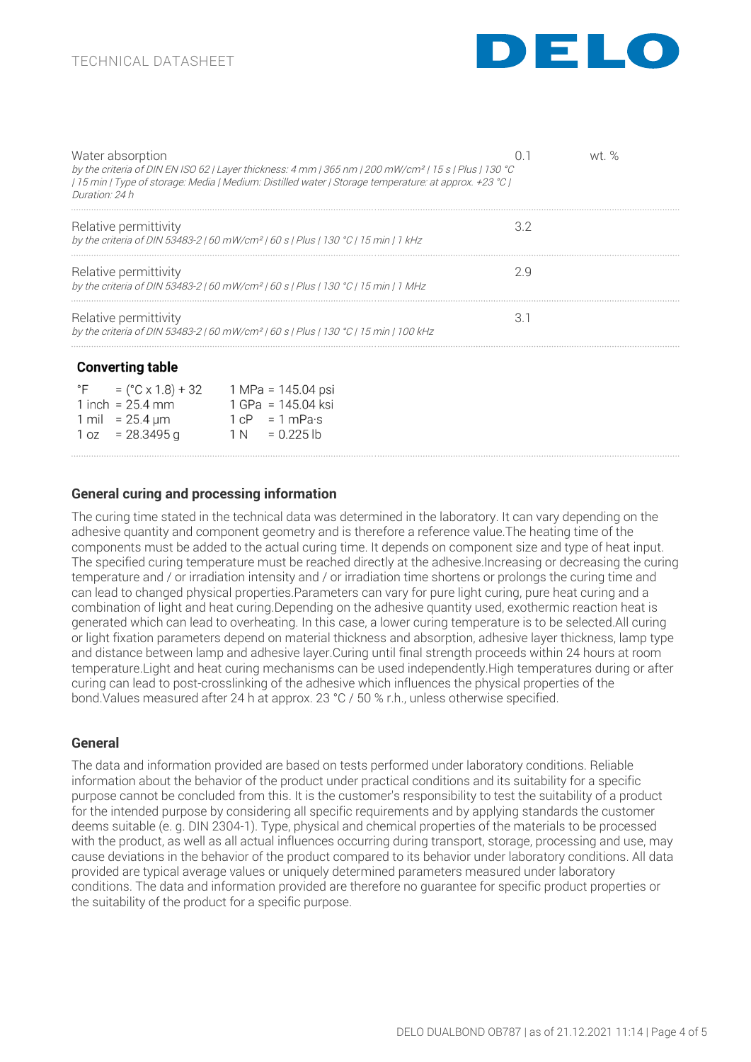| Property | Value | Unit |
|---|---|---|
| Water absorption<br>*by the criteria of DIN EN ISO 62 \| Layer thickness: 4 mm \| 365 nm \| 200 mW/cm² \| 15 s \| Plus \| 130 °C \| 15 min \| Type of storage: Media \| Medium: Distilled water \| Storage temperature: at approx. +23 °C \| Duration: 24 h* | 0.1 | wt. % |
| Relative permittivity<br>*by the criteria of DIN 53483-2 \| 60 mW/cm² \| 60 s \| Plus \| 130 °C \| 15 min \| 1 kHz* | 3.2 | |
| Relative permittivity<br>*by the criteria of DIN 53483-2 \| 60 mW/cm² \| 60 s \| Plus \| 130 °C \| 15 min \| 1 MHz* | 2.9 | |
| Relative permittivity<br>*by the criteria of DIN 53483-2 \| 60 mW/cm² \| 60 s \| Plus \| 130 °C \| 15 min \| 100 kHz* | 3.1 | |

### Converting table

| | |
|---|---|
| °F = (°C x 1.8) + 32 | 1 MPa = 145.04 psi |
| 1 inch = 25.4 mm | 1 GPa = 145.04 ksi |
| 1 mil = 25.4 µm | 1 cP = 1 mPa·s |
| 1 oz = 28.3495 g | 1 N = 0.225 lb |

## General curing and processing information

The curing time stated in the technical data was determined in the laboratory. It can vary depending on the adhesive quantity and component geometry and is therefore a reference value.The heating time of the components must be added to the actual curing time. It depends on component size and type of heat input. The specified curing temperature must be reached directly at the adhesive.Increasing or decreasing the curing temperature and / or irradiation intensity and / or irradiation time shortens or prolongs the curing time and can lead to changed physical properties.Parameters can vary for pure light curing, pure heat curing and a combination of light and heat curing.Depending on the adhesive quantity used, exothermic reaction heat is generated which can lead to overheating. In this case, a lower curing temperature is to be selected.All curing or light fixation parameters depend on material thickness and absorption, adhesive layer thickness, lamp type and distance between lamp and adhesive layer.Curing until final strength proceeds within 24 hours at room temperature.Light and heat curing mechanisms can be used independently.High temperatures during or after curing can lead to post-crosslinking of the adhesive which influences the physical properties of the bond.Values measured after 24 h at approx. 23 °C / 50 % r.h., unless otherwise specified.

## General

The data and information provided are based on tests performed under laboratory conditions. Reliable information about the behavior of the product under practical conditions and its suitability for a specific purpose cannot be concluded from this. It is the customer's responsibility to test the suitability of a product for the intended purpose by considering all specific requirements and by applying standards the customer deems suitable (e. g. DIN 2304-1). Type, physical and chemical properties of the materials to be processed with the product, as well as all actual influences occurring during transport, storage, processing and use, may cause deviations in the behavior of the product compared to its behavior under laboratory conditions. All data provided are typical average values or uniquely determined parameters measured under laboratory conditions. The data and information provided are therefore no guarantee for specific product properties or the suitability of the product for a specific purpose.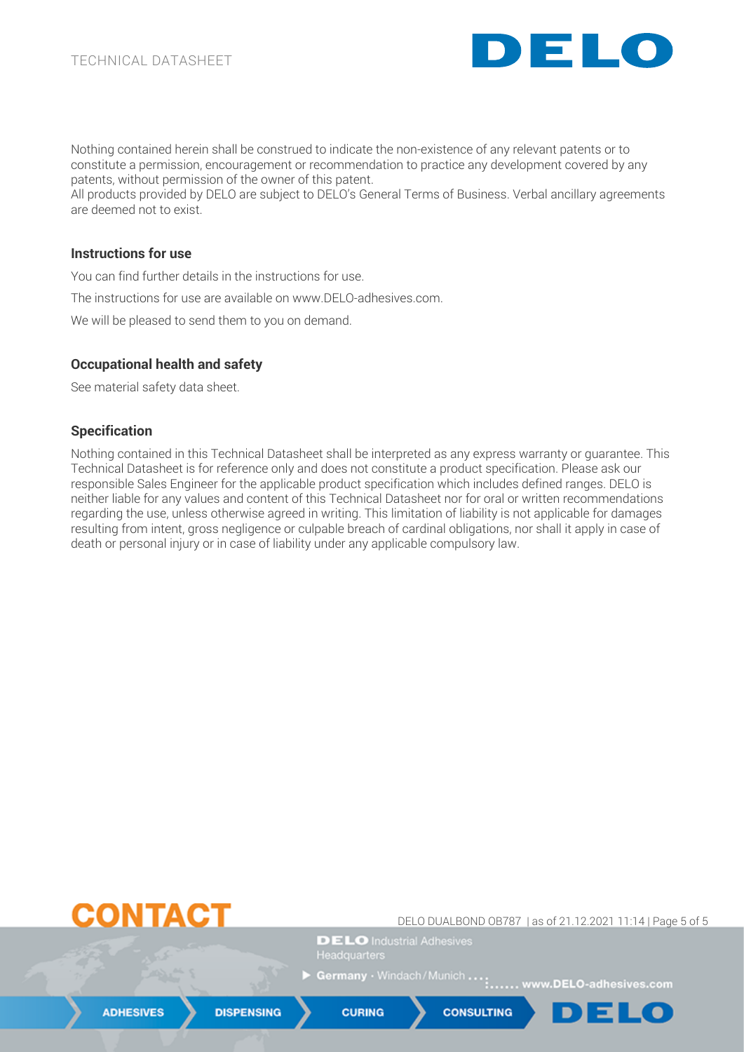Nothing contained herein shall be construed to indicate the non-existence of any relevant patents or to constitute a permission, encouragement or recommendation to practice any development covered by any patents, without permission of the owner of this patent.
All products provided by DELO are subject to DELO's General Terms of Business. Verbal ancillary agreements are deemed not to exist.

### Instructions for use

You can find further details in the instructions for use.

The instructions for use are available on www.DELO-adhesives.com.

We will be pleased to send them to you on demand.

### Occupational health and safety

See material safety data sheet.

### Specification

Nothing contained in this Technical Datasheet shall be interpreted as any express warranty or guarantee. This Technical Datasheet is for reference only and does not constitute a product specification. Please ask our responsible Sales Engineer for the applicable product specification which includes defined ranges. DELO is neither liable for any values and content of this Technical Datasheet nor for oral or written recommendations regarding the use, unless otherwise agreed in writing. This limitation of liability is not applicable for damages resulting from intent, gross negligence or culpable breach of cardinal obligations, nor shall it apply in case of death or personal injury or in case of liability under any applicable compulsory law.

## CONTACT

DELO Industrial Adhesives
Headquarters

Germany · Windach/Munich ...... www.DELO-adhesives.com

ADHESIVES · DISPENSING · CURING · CONSULTING